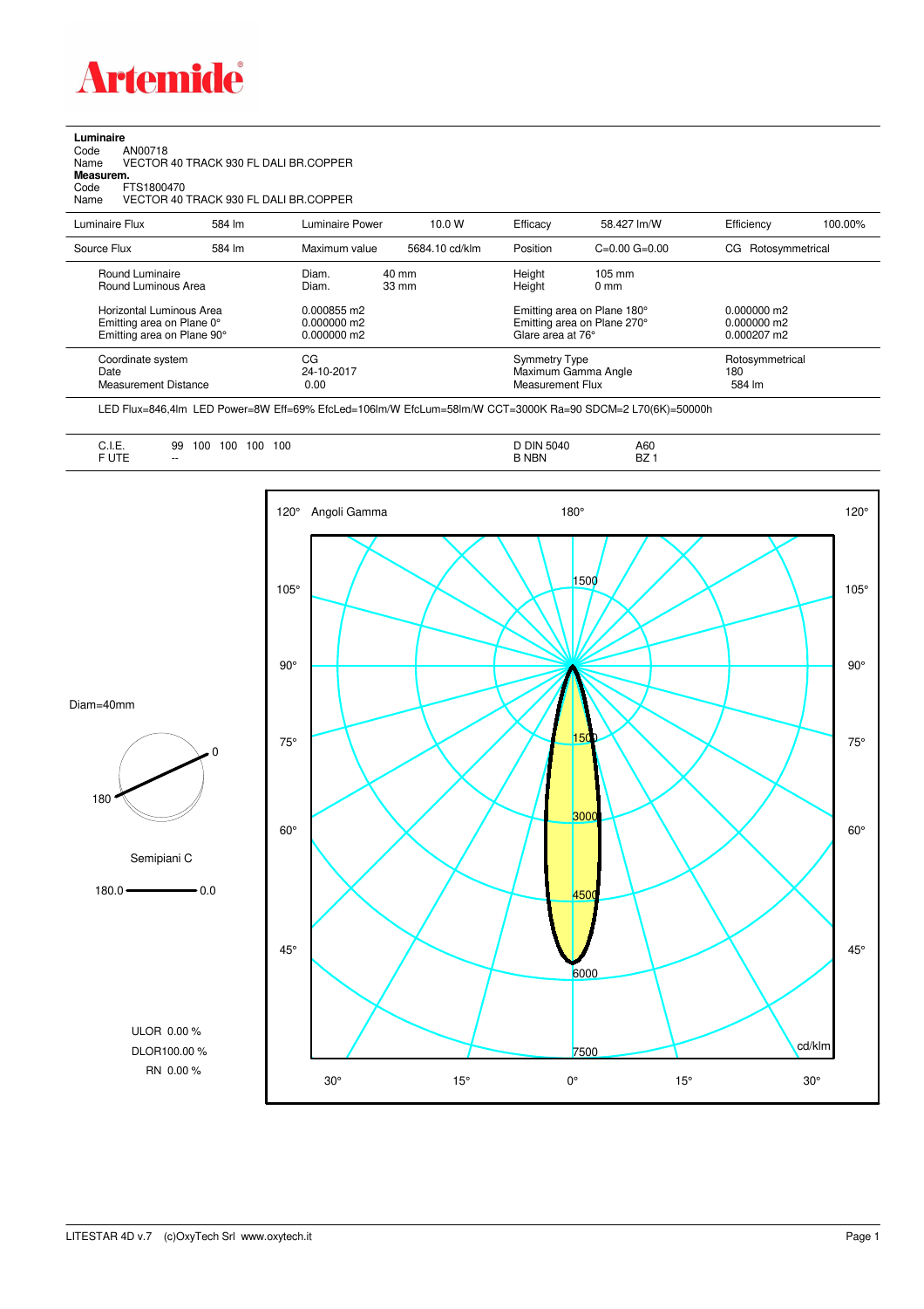# Artemide

**Luminaire**

Code AN00718
Name VECTOR 40 TRACK 930 FL DALI BR.COPPER

**Measurem.**

Code FTS1800470
Name VECTOR 40 TRACK 930 FL DALI BR.COPPER

| Luminaire Flux | 584 lm | Luminaire Power | 10.0 W | Efficacy | 58.427 lm/W | Efficiency | 100.00% |
|---|---|---|---|---|---|---|---|
| Source Flux | 584 lm | Maximum value | 5684.10 cd/klm | Position | C=0.00 G=0.00 | CG | Rotosymmetrical |

| | | | | |
|---|---|---|---|---|
| Round Luminaire | Diam. 40 mm | Height 105 mm | | |
| Round Luminous Area | Diam. 33 mm | Height 0 mm | | |
| Horizontal Luminous Area | 0.000855 m2 | Emitting area on Plane 180° | 0.000000 m2 | |
| Emitting area on Plane 0° | 0.000000 m2 | Emitting area on Plane 270° | 0.000000 m2 | |
| Emitting area on Plane 90° | 0.000000 m2 | Glare area at 76° | 0.000207 m2 | |
| Coordinate system | CG | Symmetry Type | Rotosymmetrical | |
| Date | 24-10-2017 | Maximum Gamma Angle | 180 | |
| Measurement Distance | 0.00 | Measurement Flux | 584 lm | |

LED Flux=846,4lm LED Power=8W Eff=69% EfcLed=106lm/W EfcLum=58lm/W CCT=3000K Ra=90 SDCM=2 L70(6K)=50000h

| | | | |
|---|---|---|---|
| C.I.E. | 99 100 100 100 100 | D DIN 5040 | A60 |
| F UTE | -- | B NBN | BZ 1 |

Diam=40mm

Semipiani C

180.0 — 0.0

ULOR 0.00 %
DLOR100.00 %
RN 0.00 %

Angoli Gamma — cd/klm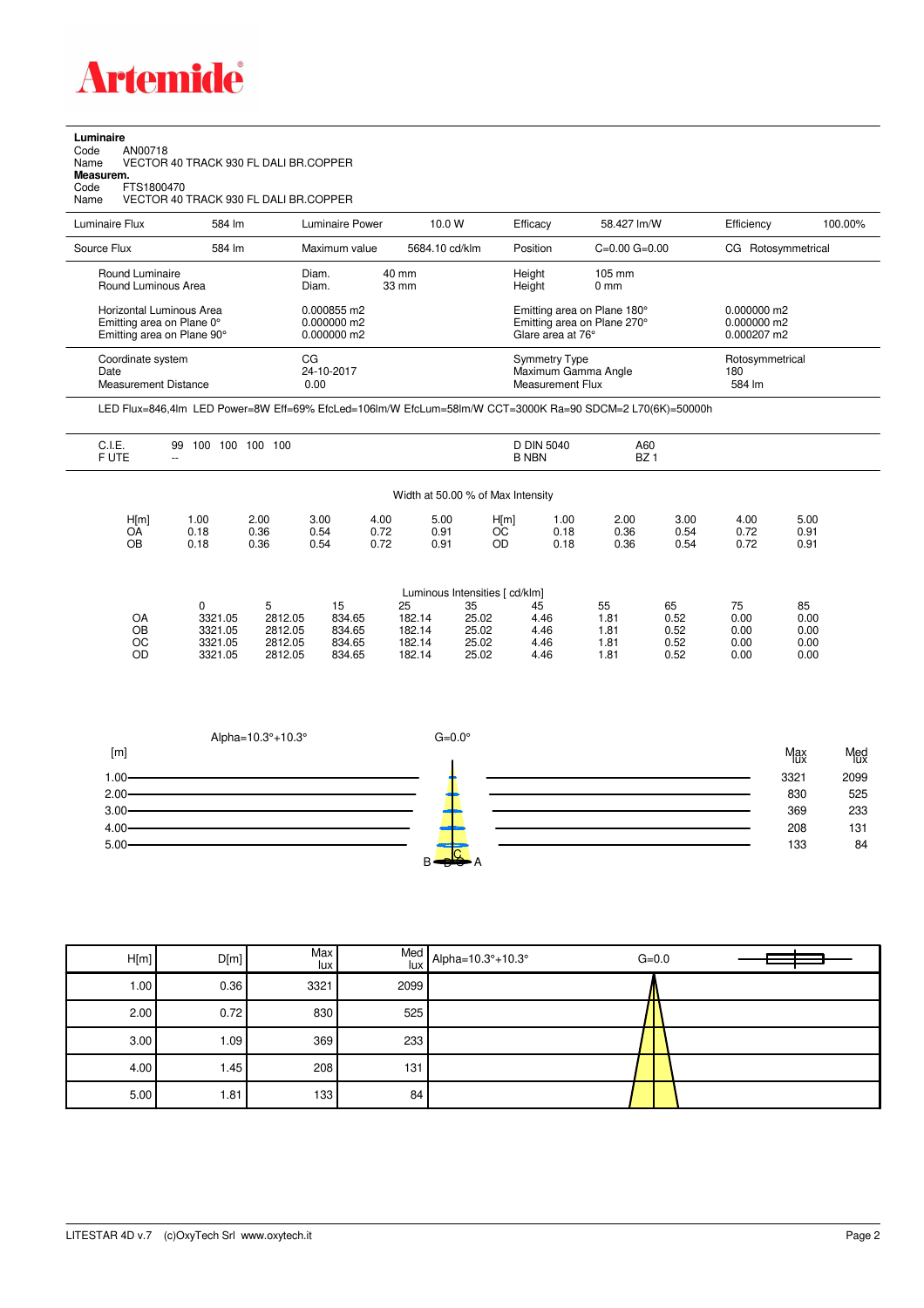Artemide

**Luminaire**
Code AN00718
Name VECTOR 40 TRACK 930 FL DALI BR.COPPER
**Measurem.**
Code FTS1800470
Name VECTOR 40 TRACK 930 FL DALI BR.COPPER

| | | | | | | | |
|---|---|---|---|---|---|---|---|
| Luminaire Flux | 584 lm | Luminaire Power | 10.0 W | Efficacy | 58.427 lm/W | Efficiency | 100.00% |
| Source Flux | 584 lm | Maximum value | 5684.10 cd/klm | Position | C=0.00 G=0.00 | CG | Rotosymmetrical |

| | | | | | |
|---|---|---|---|---|---|
| Round Luminaire | Diam. | 40 mm | Height | 105 mm | |
| Round Luminous Area | Diam. | 33 mm | Height | 0 mm | |
| Horizontal Luminous Area | 0.000855 m2 | | Emitting area on Plane 180° | | 0.000000 m2 |
| Emitting area on Plane 0° | 0.000000 m2 | | Emitting area on Plane 270° | | 0.000000 m2 |
| Emitting area on Plane 90° | 0.000000 m2 | | Glare area at 76° | | 0.000207 m2 |
| Coordinate system | CG | | Symmetry Type | | Rotosymmetrical |
| Date | 24-10-2017 | | Maximum Gamma Angle | | 180 |
| Measurement Distance | 0.00 | | Measurement Flux | | 584 lm |

LED Flux=846,4lm LED Power=8W Eff=69% EfcLed=106lm/W EfcLum=58lm/W CCT=3000K Ra=90 SDCM=2 L70(6K)=50000h

| | | | |
|---|---|---|---|
| C.I.E. | 99 100 100 100 100 | D DIN 5040 | A60 |
| F UTE | -- | B NBN | BZ 1 |

Width at 50.00 % of Max Intensity

| H[m] | 1.00 | 2.00 | 3.00 | 4.00 | 5.00 | H[m] | 1.00 | 2.00 | 3.00 | 4.00 | 5.00 |
|---|---|---|---|---|---|---|---|---|---|---|---|
| OA | 0.18 | 0.36 | 0.54 | 0.72 | 0.91 | OC | 0.18 | 0.36 | 0.54 | 0.72 | 0.91 |
| OB | 0.18 | 0.36 | 0.54 | 0.72 | 0.91 | OD | 0.18 | 0.36 | 0.54 | 0.72 | 0.91 |

Luminous Intensities [ cd/klm]

| | 0 | 5 | 15 | 25 | 35 | 45 | 55 | 65 | 75 | 85 |
|---|---|---|---|---|---|---|---|---|---|---|
| OA | 3321.05 | 2812.05 | 834.65 | 182.14 | 25.02 | 4.46 | 1.81 | 0.52 | 0.00 | 0.00 |
| OB | 3321.05 | 2812.05 | 834.65 | 182.14 | 25.02 | 4.46 | 1.81 | 0.52 | 0.00 | 0.00 |
| OC | 3321.05 | 2812.05 | 834.65 | 182.14 | 25.02 | 4.46 | 1.81 | 0.52 | 0.00 | 0.00 |
| OD | 3321.05 | 2812.05 | 834.65 | 182.14 | 25.02 | 4.46 | 1.81 | 0.52 | 0.00 | 0.00 |

Alpha=10.3°+10.3°
G=0.0°
[m]
1.00
2.00
3.00
4.00
5.00
B D C A
Max lux: 3321, 830, 369, 208, 133
Med lux: 2099, 525, 233, 131, 84

| H[m] | D[m] | Max lux | Med lux | Alpha=10.3°+10.3° G=0.0 |
|---|---|---|---|---|
| 1.00 | 0.36 | 3321 | 2099 | |
| 2.00 | 0.72 | 830 | 525 | |
| 3.00 | 1.09 | 369 | 233 | |
| 4.00 | 1.45 | 208 | 131 | |
| 5.00 | 1.81 | 133 | 84 | |

LITESTAR 4D v.7 (c)OxyTech Srl www.oxytech.it